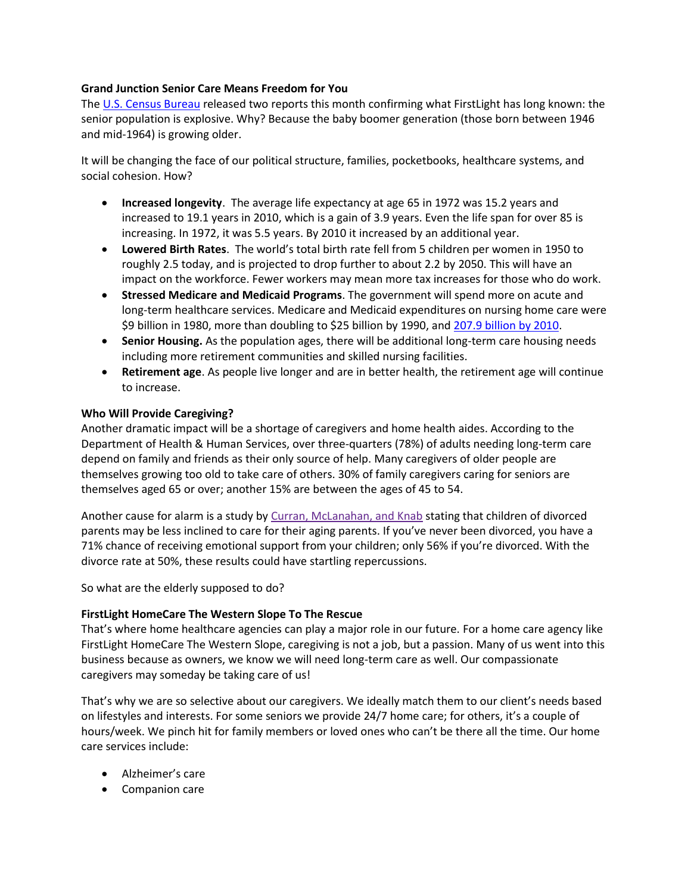**Grand Junction Senior Care Means Freedom for You**

The [U.S. Census Bureau](#) released two reports this month confirming what FirstLight has long known: the senior population is explosive. Why? Because the baby boomer generation (those born between 1946 and mid-1964) is growing older.

It will be changing the face of our political structure, families, pocketbooks, healthcare systems, and social cohesion. How?

- **Increased longevity**. The average life expectancy at age 65 in 1972 was 15.2 years and increased to 19.1 years in 2010, which is a gain of 3.9 years. Even the life span for over 85 is increasing. In 1972, it was 5.5 years. By 2010 it increased by an additional year.
- **Lowered Birth Rates**. The world's total birth rate fell from 5 children per women in 1950 to roughly 2.5 today, and is projected to drop further to about 2.2 by 2050. This will have an impact on the workforce. Fewer workers may mean more tax increases for those who do work.
- **Stressed Medicare and Medicaid Programs**. The government will spend more on acute and long-term healthcare services. Medicare and Medicaid expenditures on nursing home care were $9 billion in 1980, more than doubling to $25 billion by 1990, and [207.9 billion by 2010](#).
- **Senior Housing.** As the population ages, there will be additional long-term care housing needs including more retirement communities and skilled nursing facilities.
- **Retirement age**. As people live longer and are in better health, the retirement age will continue to increase.

**Who Will Provide Caregiving?**

Another dramatic impact will be a shortage of caregivers and home health aides. According to the Department of Health & Human Services, over three-quarters (78%) of adults needing long-term care depend on family and friends as their only source of help. Many caregivers of older people are themselves growing too old to take care of others. 30% of family caregivers caring for seniors are themselves aged 65 or over; another 15% are between the ages of 45 to 54.

Another cause for alarm is a study by [Curran, McLanahan, and Knab](#) stating that children of divorced parents may be less inclined to care for their aging parents. If you've never been divorced, you have a 71% chance of receiving emotional support from your children; only 56% if you're divorced. With the divorce rate at 50%, these results could have startling repercussions.

So what are the elderly supposed to do?

**FirstLight HomeCare The Western Slope To The Rescue**

That's where home healthcare agencies can play a major role in our future. For a home care agency like FirstLight HomeCare The Western Slope, caregiving is not a job, but a passion. Many of us went into this business because as owners, we know we will need long-term care as well. Our compassionate caregivers may someday be taking care of us!

That's why we are so selective about our caregivers. We ideally match them to our client's needs based on lifestyles and interests. For some seniors we provide 24/7 home care; for others, it's a couple of hours/week. We pinch hit for family members or loved ones who can't be there all the time. Our home care services include:

- Alzheimer's care
- Companion care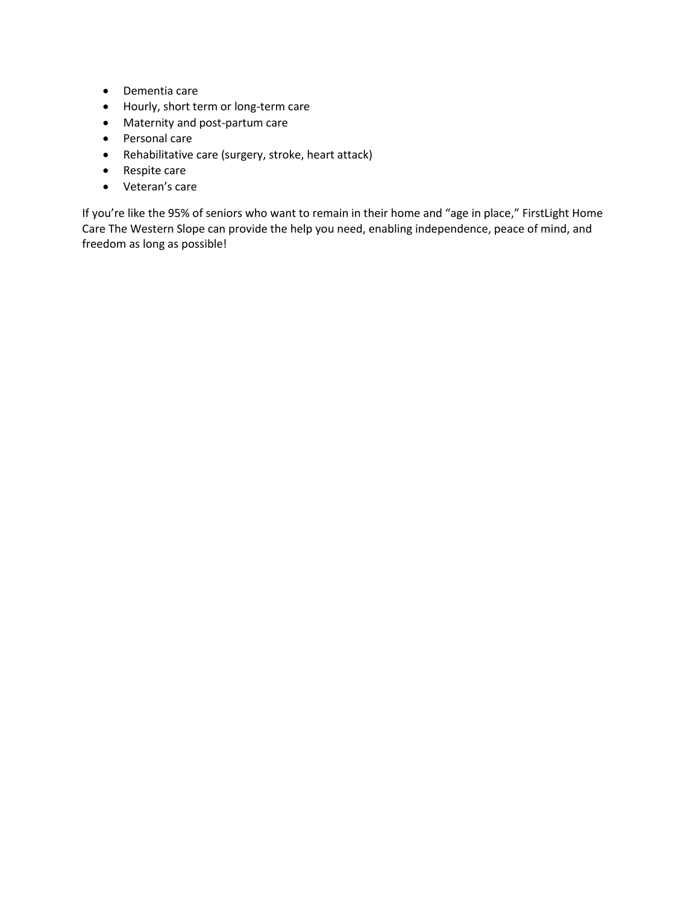- Dementia care
- Hourly, short term or long-term care
- Maternity and post-partum care
- Personal care
- Rehabilitative care (surgery, stroke, heart attack)
- Respite care
- Veteran's care

If you're like the 95% of seniors who want to remain in their home and "age in place," FirstLight Home Care The Western Slope can provide the help you need, enabling independence, peace of mind, and freedom as long as possible!